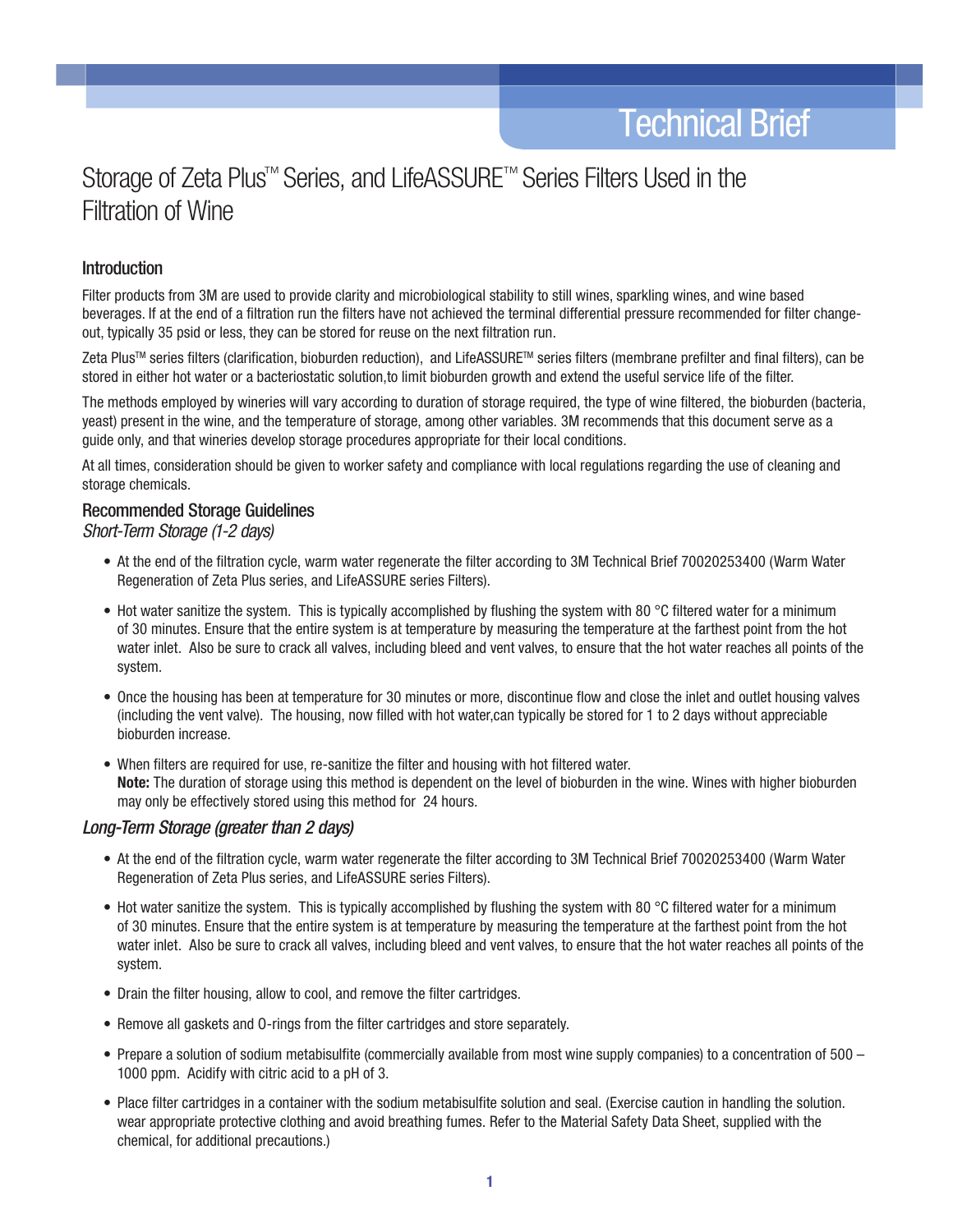Technical Brief

# Storage of Zeta Plus™ Series, and LifeASSURE™ Series Filters Used in the Filtration of Wine

## Introduction

Filter products from 3M are used to provide clarity and microbiological stability to still wines, sparkling wines, and wine based beverages. If at the end of a filtration run the filters have not achieved the terminal differential pressure recommended for filter change-out, typically 35 psid or less, they can be stored for reuse on the next filtration run.

Zeta Plus™ series filters (clarification, bioburden reduction), and LifeASSURE™ series filters (membrane prefilter and final filters), can be stored in either hot water or a bacteriostatic solution,to limit bioburden growth and extend the useful service life of the filter.

The methods employed by wineries will vary according to duration of storage required, the type of wine filtered, the bioburden (bacteria, yeast) present in the wine, and the temperature of storage, among other variables. 3M recommends that this document serve as a guide only, and that wineries develop storage procedures appropriate for their local conditions.

At all times, consideration should be given to worker safety and compliance with local regulations regarding the use of cleaning and storage chemicals.

## Recommended Storage Guidelines

### *Short-Term Storage (1-2 days)*

- At the end of the filtration cycle, warm water regenerate the filter according to 3M Technical Brief 70020253400 (Warm Water Regeneration of Zeta Plus series, and LifeASSURE series Filters).
- Hot water sanitize the system. This is typically accomplished by flushing the system with 80 °C filtered water for a minimum of 30 minutes. Ensure that the entire system is at temperature by measuring the temperature at the farthest point from the hot water inlet. Also be sure to crack all valves, including bleed and vent valves, to ensure that the hot water reaches all points of the system.
- Once the housing has been at temperature for 30 minutes or more, discontinue flow and close the inlet and outlet housing valves (including the vent valve). The housing, now filled with hot water,can typically be stored for 1 to 2 days without appreciable bioburden increase.
- When filters are required for use, re-sanitize the filter and housing with hot filtered water.
  **Note:** The duration of storage using this method is dependent on the level of bioburden in the wine. Wines with higher bioburden may only be effectively stored using this method for 24 hours.

### *Long-Term Storage (greater than 2 days)*

- At the end of the filtration cycle, warm water regenerate the filter according to 3M Technical Brief 70020253400 (Warm Water Regeneration of Zeta Plus series, and LifeASSURE series Filters).
- Hot water sanitize the system. This is typically accomplished by flushing the system with 80 °C filtered water for a minimum of 30 minutes. Ensure that the entire system is at temperature by measuring the temperature at the farthest point from the hot water inlet. Also be sure to crack all valves, including bleed and vent valves, to ensure that the hot water reaches all points of the system.
- Drain the filter housing, allow to cool, and remove the filter cartridges.
- Remove all gaskets and O-rings from the filter cartridges and store separately.
- Prepare a solution of sodium metabisulfite (commercially available from most wine supply companies) to a concentration of 500 – 1000 ppm. Acidify with citric acid to a pH of 3.
- Place filter cartridges in a container with the sodium metabisulfite solution and seal. (Exercise caution in handling the solution. wear appropriate protective clothing and avoid breathing fumes. Refer to the Material Safety Data Sheet, supplied with the chemical, for additional precautions.)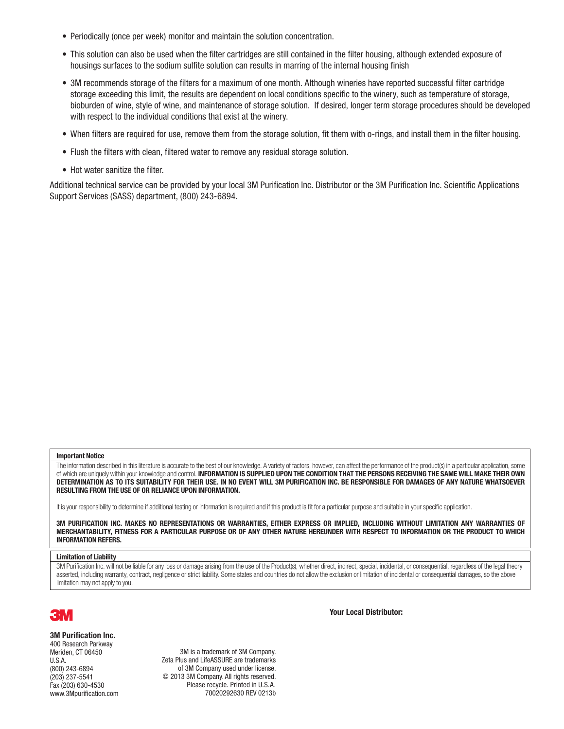- Periodically (once per week) monitor and maintain the solution concentration.
- This solution can also be used when the filter cartridges are still contained in the filter housing, although extended exposure of housings surfaces to the sodium sulfite solution can results in marring of the internal housing finish
- 3M recommends storage of the filters for a maximum of one month. Although wineries have reported successful filter cartridge storage exceeding this limit, the results are dependent on local conditions specific to the winery, such as temperature of storage, bioburden of wine, style of wine, and maintenance of storage solution. If desired, longer term storage procedures should be developed with respect to the individual conditions that exist at the winery.
- When filters are required for use, remove them from the storage solution, fit them with o-rings, and install them in the filter housing.
- Flush the filters with clean, filtered water to remove any residual storage solution.
- Hot water sanitize the filter.

Additional technical service can be provided by your local 3M Purification Inc. Distributor or the 3M Purification Inc. Scientific Applications Support Services (SASS) department, (800) 243-6894.

**Important Notice**

The information described in this literature is accurate to the best of our knowledge. A variety of factors, however, can affect the performance of the product(s) in a particular application, some of which are uniquely within your knowledge and control. **INFORMATION IS SUPPLIED UPON THE CONDITION THAT THE PERSONS RECEIVING THE SAME WILL MAKE THEIR OWN DETERMINATION AS TO ITS SUITABILITY FOR THEIR USE. IN NO EVENT WILL 3M PURIFICATION INC. BE RESPONSIBLE FOR DAMAGES OF ANY NATURE WHATSOEVER RESULTING FROM THE USE OF OR RELIANCE UPON INFORMATION.**

It is your responsibility to determine if additional testing or information is required and if this product is fit for a particular purpose and suitable in your specific application.

**3M PURIFICATION INC. MAKES NO REPRESENTATIONS OR WARRANTIES, EITHER EXPRESS OR IMPLIED, INCLUDING WITHOUT LIMITATION ANY WARRANTIES OF MERCHANTABILITY, FITNESS FOR A PARTICULAR PURPOSE OR OF ANY OTHER NATURE HEREUNDER WITH RESPECT TO INFORMATION OR THE PRODUCT TO WHICH INFORMATION REFERS.**

**Limitation of Liability**

3M Purification Inc. will not be liable for any loss or damage arising from the use of the Product(s), whether direct, indirect, special, incidental, or consequential, regardless of the legal theory asserted, including warranty, contract, negligence or strict liability. Some states and countries do not allow the exclusion or limitation of incidental or consequential damages, so the above limitation may not apply to you.

3M

**Your Local Distributor:**

**3M Purification Inc.**
400 Research Parkway
Meriden, CT 06450
U.S.A.
(800) 243-6894
(203) 237-5541
Fax (203) 630-4530
www.3Mpurification.com

3M is a trademark of 3M Company.
Zeta Plus and LifeASSURE are trademarks of 3M Company used under license.
© 2013 3M Company. All rights reserved.
Please recycle. Printed in U.S.A.
70020292630 REV 0213b